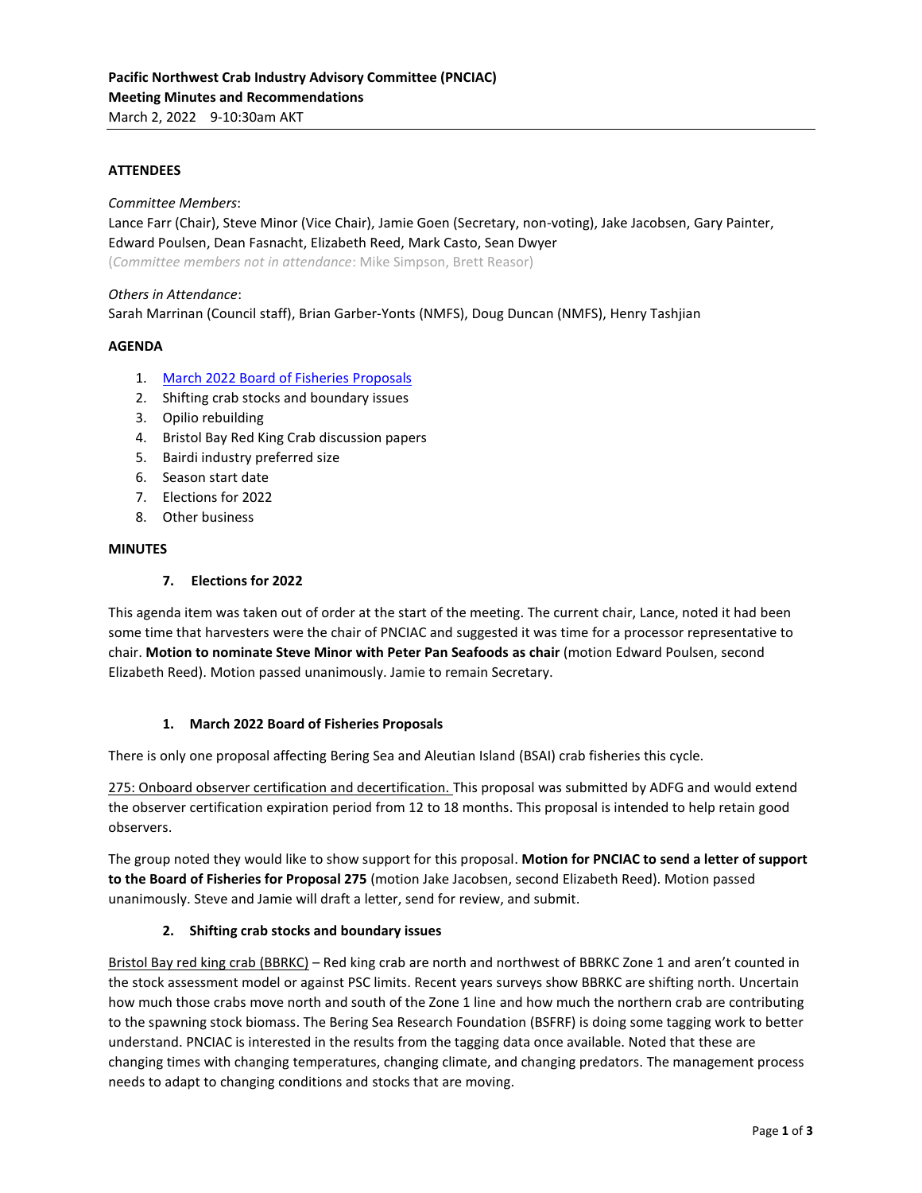**Pacific Northwest Crab Industry Advisory Committee (PNCIAC)**
**Meeting Minutes and Recommendations**
March 2, 2022    9-10:30am AKT

**ATTENDEES**

*Committee Members*:
Lance Farr (Chair), Steve Minor (Vice Chair), Jamie Goen (Secretary, non-voting), Jake Jacobsen, Gary Painter, Edward Poulsen, Dean Fasnacht, Elizabeth Reed, Mark Casto, Sean Dwyer
(*Committee members not in attendance*: Mike Simpson, Brett Reasor)

*Others in Attendance*:
Sarah Marrinan (Council staff), Brian Garber-Yonts (NMFS), Doug Duncan (NMFS), Henry Tashjian

**AGENDA**

1. March 2022 Board of Fisheries Proposals
2. Shifting crab stocks and boundary issues
3. Opilio rebuilding
4. Bristol Bay Red King Crab discussion papers
5. Bairdi industry preferred size
6. Season start date
7. Elections for 2022
8. Other business

**MINUTES**

**7. Elections for 2022**

This agenda item was taken out of order at the start of the meeting. The current chair, Lance, noted it had been some time that harvesters were the chair of PNCIAC and suggested it was time for a processor representative to chair. **Motion to nominate Steve Minor with Peter Pan Seafoods as chair** (motion Edward Poulsen, second Elizabeth Reed). Motion passed unanimously. Jamie to remain Secretary.

**1. March 2022 Board of Fisheries Proposals**

There is only one proposal affecting Bering Sea and Aleutian Island (BSAI) crab fisheries this cycle.

275: Onboard observer certification and decertification. This proposal was submitted by ADFG and would extend the observer certification expiration period from 12 to 18 months. This proposal is intended to help retain good observers.

The group noted they would like to show support for this proposal. **Motion for PNCIAC to send a letter of support to the Board of Fisheries for Proposal 275** (motion Jake Jacobsen, second Elizabeth Reed). Motion passed unanimously. Steve and Jamie will draft a letter, send for review, and submit.

**2. Shifting crab stocks and boundary issues**

Bristol Bay red king crab (BBRKC) – Red king crab are north and northwest of BBRKC Zone 1 and aren't counted in the stock assessment model or against PSC limits. Recent years surveys show BBRKC are shifting north. Uncertain how much those crabs move north and south of the Zone 1 line and how much the northern crab are contributing to the spawning stock biomass. The Bering Sea Research Foundation (BSFRF) is doing some tagging work to better understand. PNCIAC is interested in the results from the tagging data once available. Noted that these are changing times with changing temperatures, changing climate, and changing predators. The management process needs to adapt to changing conditions and stocks that are moving.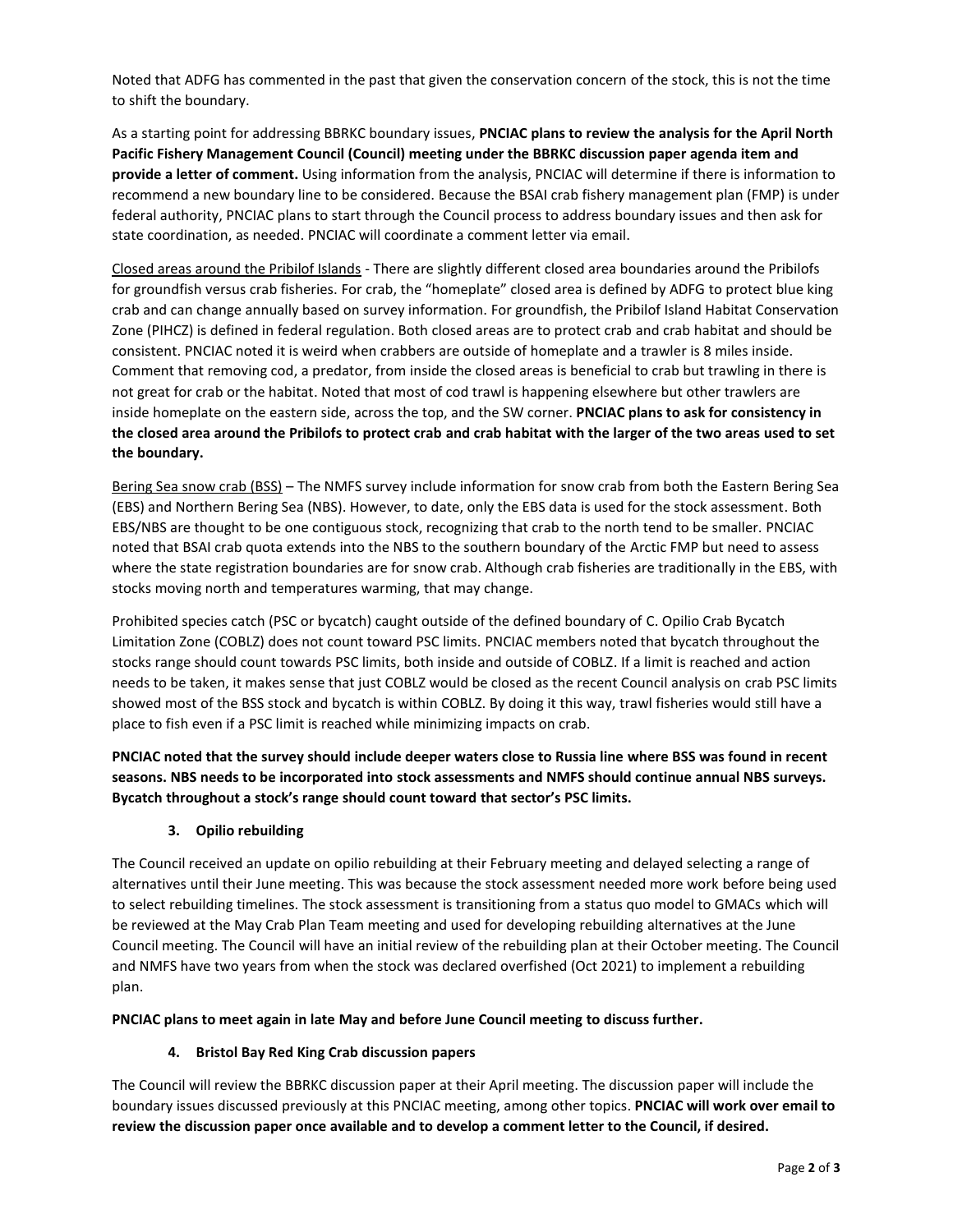Noted that ADFG has commented in the past that given the conservation concern of the stock, this is not the time to shift the boundary.

As a starting point for addressing BBRKC boundary issues, **PNCIAC plans to review the analysis for the April North Pacific Fishery Management Council (Council) meeting under the BBRKC discussion paper agenda item and provide a letter of comment.** Using information from the analysis, PNCIAC will determine if there is information to recommend a new boundary line to be considered. Because the BSAI crab fishery management plan (FMP) is under federal authority, PNCIAC plans to start through the Council process to address boundary issues and then ask for state coordination, as needed. PNCIAC will coordinate a comment letter via email.

Closed areas around the Pribilof Islands - There are slightly different closed area boundaries around the Pribilofs for groundfish versus crab fisheries. For crab, the "homeplate" closed area is defined by ADFG to protect blue king crab and can change annually based on survey information. For groundfish, the Pribilof Island Habitat Conservation Zone (PIHCZ) is defined in federal regulation. Both closed areas are to protect crab and crab habitat and should be consistent. PNCIAC noted it is weird when crabbers are outside of homeplate and a trawler is 8 miles inside. Comment that removing cod, a predator, from inside the closed areas is beneficial to crab but trawling in there is not great for crab or the habitat. Noted that most of cod trawl is happening elsewhere but other trawlers are inside homeplate on the eastern side, across the top, and the SW corner. **PNCIAC plans to ask for consistency in the closed area around the Pribilofs to protect crab and crab habitat with the larger of the two areas used to set the boundary.**

Bering Sea snow crab (BSS) – The NMFS survey include information for snow crab from both the Eastern Bering Sea (EBS) and Northern Bering Sea (NBS). However, to date, only the EBS data is used for the stock assessment. Both EBS/NBS are thought to be one contiguous stock, recognizing that crab to the north tend to be smaller. PNCIAC noted that BSAI crab quota extends into the NBS to the southern boundary of the Arctic FMP but need to assess where the state registration boundaries are for snow crab. Although crab fisheries are traditionally in the EBS, with stocks moving north and temperatures warming, that may change.

Prohibited species catch (PSC or bycatch) caught outside of the defined boundary of C. Opilio Crab Bycatch Limitation Zone (COBLZ) does not count toward PSC limits. PNCIAC members noted that bycatch throughout the stocks range should count towards PSC limits, both inside and outside of COBLZ. If a limit is reached and action needs to be taken, it makes sense that just COBLZ would be closed as the recent Council analysis on crab PSC limits showed most of the BSS stock and bycatch is within COBLZ. By doing it this way, trawl fisheries would still have a place to fish even if a PSC limit is reached while minimizing impacts on crab.

**PNCIAC noted that the survey should include deeper waters close to Russia line where BSS was found in recent seasons. NBS needs to be incorporated into stock assessments and NMFS should continue annual NBS surveys. Bycatch throughout a stock's range should count toward that sector's PSC limits.**

### 3. Opilio rebuilding

The Council received an update on opilio rebuilding at their February meeting and delayed selecting a range of alternatives until their June meeting. This was because the stock assessment needed more work before being used to select rebuilding timelines. The stock assessment is transitioning from a status quo model to GMACs which will be reviewed at the May Crab Plan Team meeting and used for developing rebuilding alternatives at the June Council meeting. The Council will have an initial review of the rebuilding plan at their October meeting. The Council and NMFS have two years from when the stock was declared overfished (Oct 2021) to implement a rebuilding plan.

**PNCIAC plans to meet again in late May and before June Council meeting to discuss further.**

### 4. Bristol Bay Red King Crab discussion papers

The Council will review the BBRKC discussion paper at their April meeting. The discussion paper will include the boundary issues discussed previously at this PNCIAC meeting, among other topics. **PNCIAC will work over email to review the discussion paper once available and to develop a comment letter to the Council, if desired.**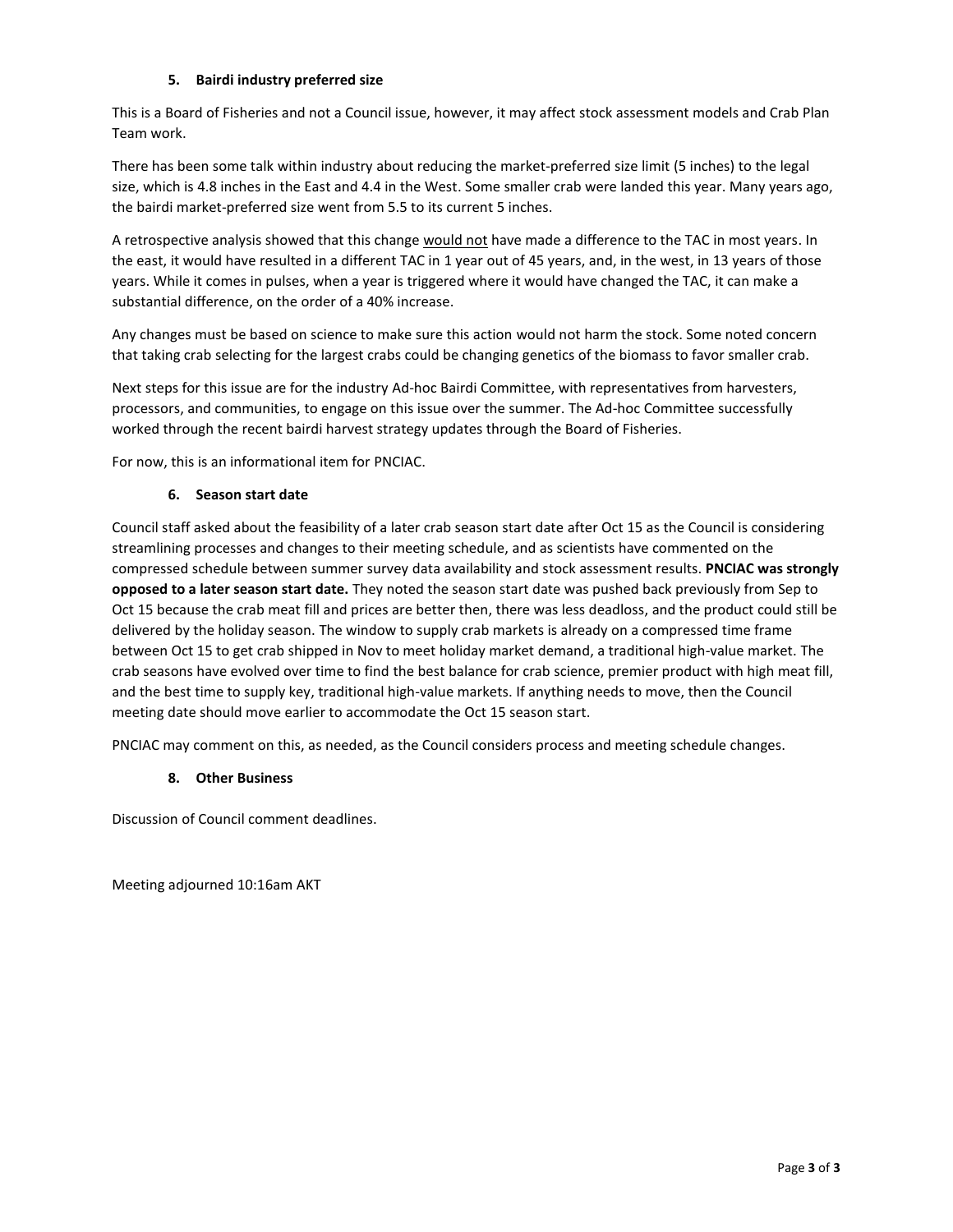### 5. Bairdi industry preferred size

This is a Board of Fisheries and not a Council issue, however, it may affect stock assessment models and Crab Plan Team work.

There has been some talk within industry about reducing the market-preferred size limit (5 inches) to the legal size, which is 4.8 inches in the East and 4.4 in the West. Some smaller crab were landed this year. Many years ago, the bairdi market-preferred size went from 5.5 to its current 5 inches.

A retrospective analysis showed that this change <u>would not</u> have made a difference to the TAC in most years. In the east, it would have resulted in a different TAC in 1 year out of 45 years, and, in the west, in 13 years of those years. While it comes in pulses, when a year is triggered where it would have changed the TAC, it can make a substantial difference, on the order of a 40% increase.

Any changes must be based on science to make sure this action would not harm the stock. Some noted concern that taking crab selecting for the largest crabs could be changing genetics of the biomass to favor smaller crab.

Next steps for this issue are for the industry Ad-hoc Bairdi Committee, with representatives from harvesters, processors, and communities, to engage on this issue over the summer. The Ad-hoc Committee successfully worked through the recent bairdi harvest strategy updates through the Board of Fisheries.

For now, this is an informational item for PNCIAC.

### 6. Season start date

Council staff asked about the feasibility of a later crab season start date after Oct 15 as the Council is considering streamlining processes and changes to their meeting schedule, and as scientists have commented on the compressed schedule between summer survey data availability and stock assessment results. **PNCIAC was strongly opposed to a later season start date.** They noted the season start date was pushed back previously from Sep to Oct 15 because the crab meat fill and prices are better then, there was less deadloss, and the product could still be delivered by the holiday season. The window to supply crab markets is already on a compressed time frame between Oct 15 to get crab shipped in Nov to meet holiday market demand, a traditional high-value market. The crab seasons have evolved over time to find the best balance for crab science, premier product with high meat fill, and the best time to supply key, traditional high-value markets. If anything needs to move, then the Council meeting date should move earlier to accommodate the Oct 15 season start.

PNCIAC may comment on this, as needed, as the Council considers process and meeting schedule changes.

### 8. Other Business

Discussion of Council comment deadlines.

Meeting adjourned 10:16am AKT